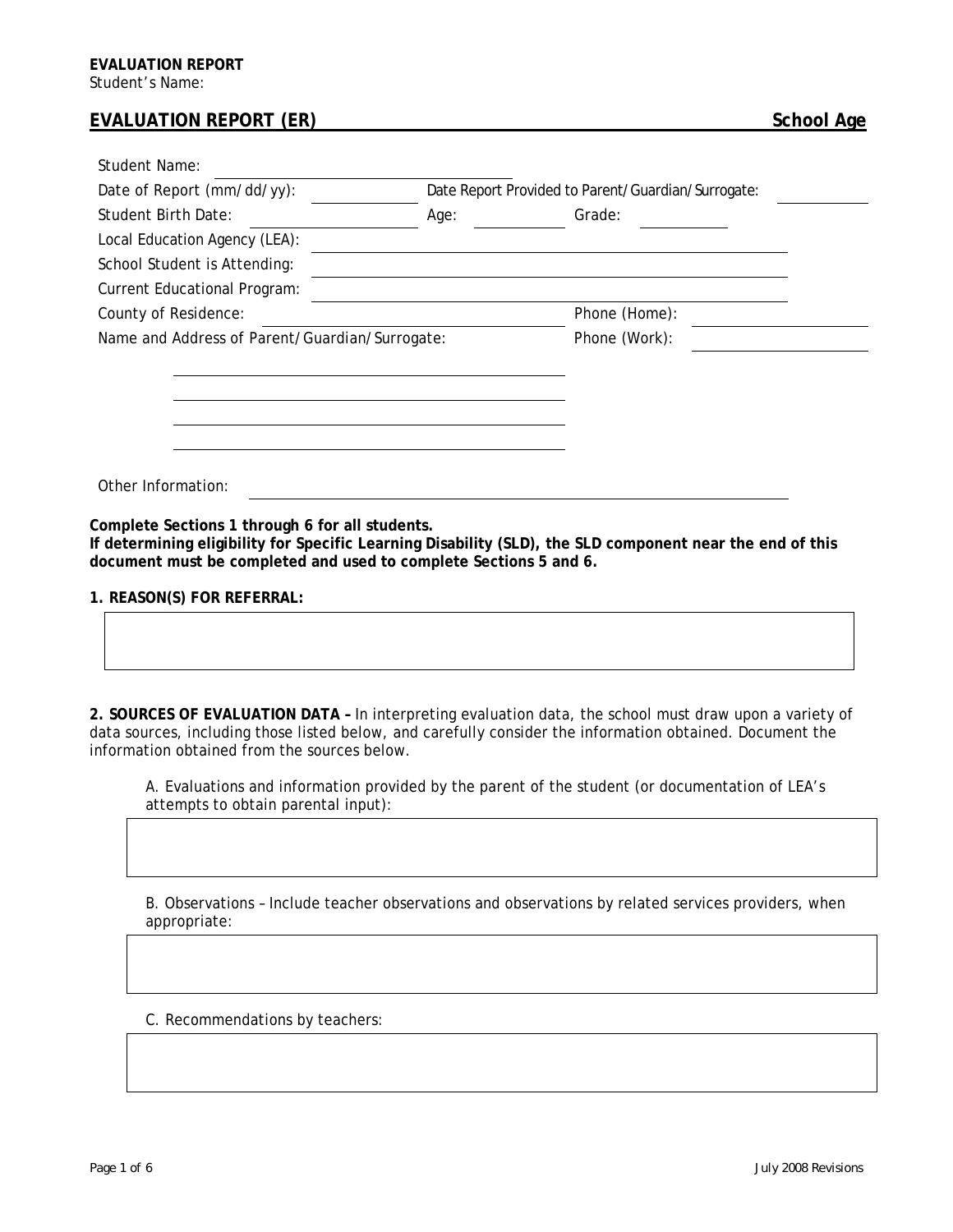# EVALUATION REPORT (ER) — School Age

Student Name: ____________________

Date of Report (mm/dd/yy): ____________ Date Report Provided to Parent/Guardian/Surrogate: ____________

Student Birth Date: ____________ Age: ________ Grade: ________

Local Education Agency (LEA): ____________________

School Student is Attending: ____________________

Current Educational Program: ____________________

County of Residence: ____________________ Phone (Home): ____________

Name and Address of Parent/Guardian/Surrogate: Phone (Work): ____________

____________________

____________________

____________________

____________________

Other Information: ____________________

**Complete Sections 1 through 6 for all students.**
**If determining eligibility for Specific Learning Disability (SLD), the SLD component near the end of this document must be completed and used to complete Sections 5 and 6.**

**1. REASON(S) FOR REFERRAL:**

**2. SOURCES OF EVALUATION DATA –** In interpreting evaluation data, the school must draw upon a variety of data sources, including those listed below, and carefully consider the information obtained. Document the information obtained from the sources below.

A. Evaluations and information provided by the parent of the student (or documentation of LEA's attempts to obtain parental input):

B. Observations – Include teacher observations and observations by related services providers, when appropriate:

C. Recommendations by teachers: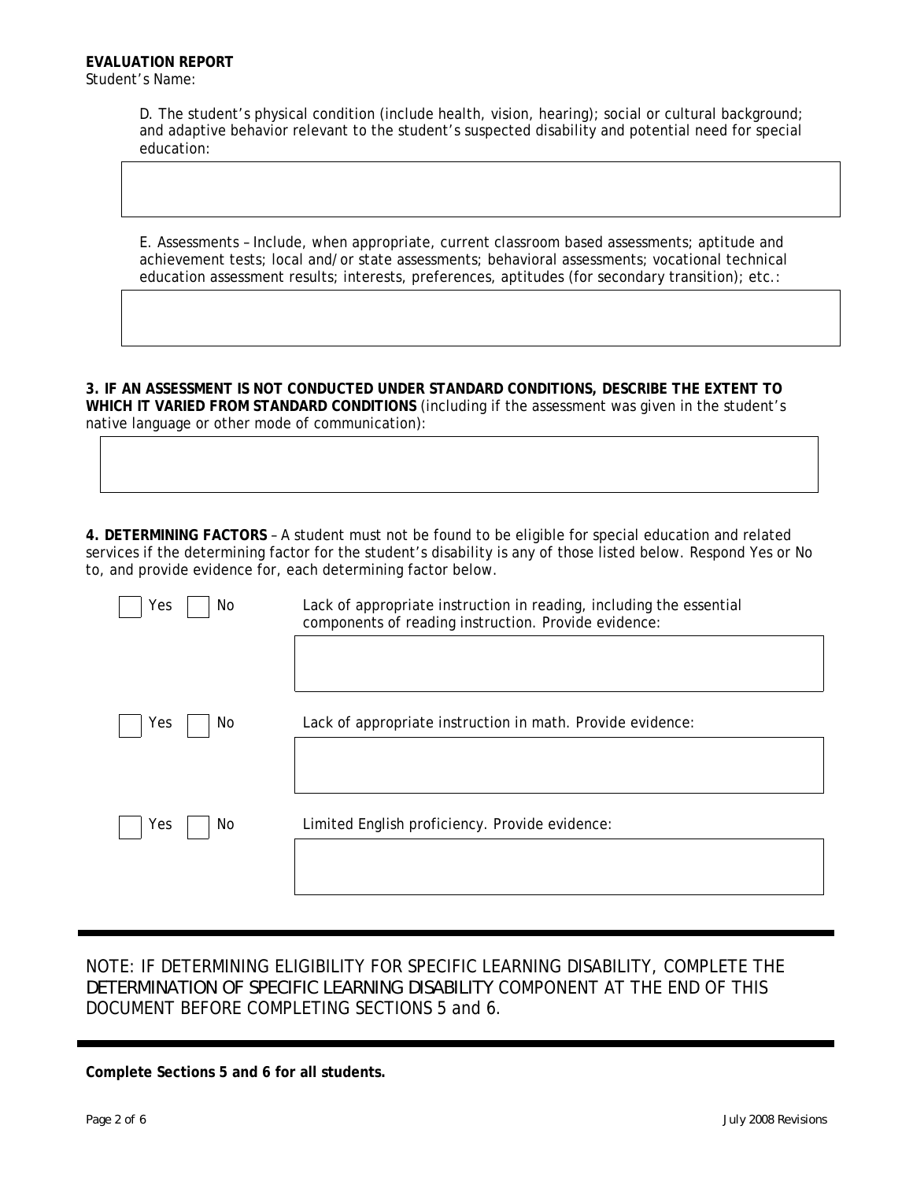**EVALUATION REPORT**
Student's Name:

D. The student's physical condition (include health, vision, hearing); social or cultural background; and adaptive behavior relevant to the student's suspected disability and potential need for special education:

E. Assessments – Include, when appropriate, current classroom based assessments; aptitude and achievement tests; local and/or state assessments; behavioral assessments; vocational technical education assessment results; interests, preferences, aptitudes (for secondary transition); etc.:

**3. IF AN ASSESSMENT IS NOT CONDUCTED UNDER STANDARD CONDITIONS, DESCRIBE THE EXTENT TO WHICH IT VARIED FROM STANDARD CONDITIONS** (including if the assessment was given in the student's native language or other mode of communication):

**4. DETERMINING FACTORS** – A student must not be found to be eligible for special education and related services if the determining factor for the student's disability is any of those listed below. Respond Yes or No to, and provide evidence for, each determining factor below.

☐ Yes ☐ No — Lack of appropriate instruction in reading, including the essential components of reading instruction. Provide evidence:

☐ Yes ☐ No — Lack of appropriate instruction in math. Provide evidence:

☐ Yes ☐ No — Limited English proficiency. Provide evidence:

---

NOTE: IF DETERMINING ELIGIBILITY FOR SPECIFIC LEARNING DISABILITY, COMPLETE THE DETERMINATION OF SPECIFIC LEARNING DISABILITY COMPONENT AT THE END OF THIS DOCUMENT BEFORE COMPLETING SECTIONS 5 and 6.

---

**Complete Sections 5 and 6 for all students.**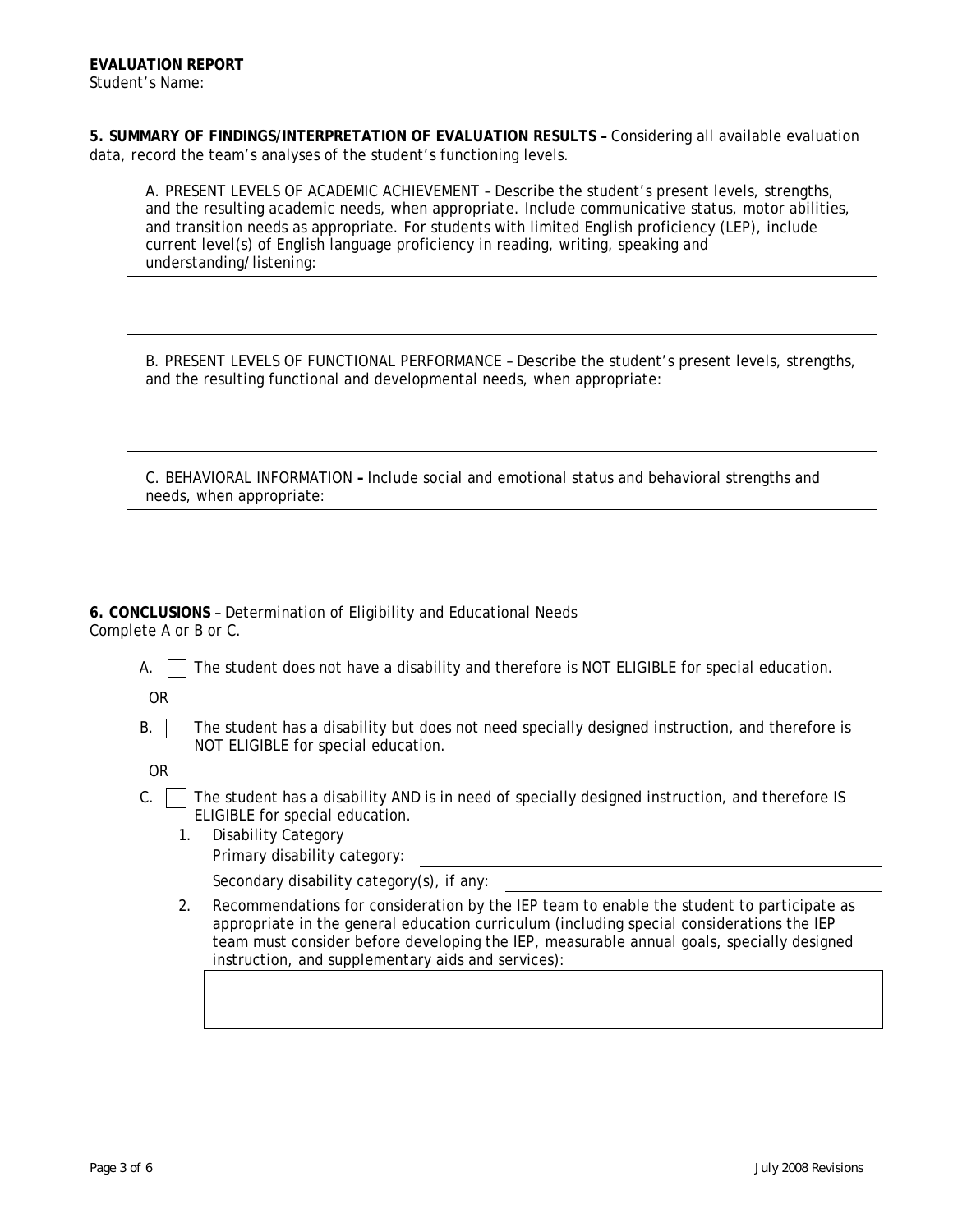**EVALUATION REPORT**
Student's Name:

**5. SUMMARY OF FINDINGS/INTERPRETATION OF EVALUATION RESULTS –** Considering all available evaluation data, record the team's analyses of the student's functioning levels.

A. PRESENT LEVELS OF ACADEMIC ACHIEVEMENT – Describe the student's present levels, strengths, and the resulting academic needs, when appropriate. Include communicative status, motor abilities, and transition needs as appropriate. For students with limited English proficiency (LEP), include current level(s) of English language proficiency in reading, writing, speaking and understanding/listening:

B. PRESENT LEVELS OF FUNCTIONAL PERFORMANCE – Describe the student's present levels, strengths, and the resulting functional and developmental needs, when appropriate:

C. BEHAVIORAL INFORMATION **–** Include social and emotional status and behavioral strengths and needs, when appropriate:

**6. CONCLUSIONS** – Determination of Eligibility and Educational Needs
Complete A or B or C.

A. ☐ The student does not have a disability and therefore is NOT ELIGIBLE for special education.

OR

B. ☐ The student has a disability but does not need specially designed instruction, and therefore is NOT ELIGIBLE for special education.

OR

C. ☐ The student has a disability AND is in need of specially designed instruction, and therefore IS ELIGIBLE for special education.

1. Disability Category
   Primary disability category: ______________________________
   Secondary disability category(s), if any: ______________________________
2. Recommendations for consideration by the IEP team to enable the student to participate as appropriate in the general education curriculum (including special considerations the IEP team must consider before developing the IEP, measurable annual goals, specially designed instruction, and supplementary aids and services):

July 2008 Revisions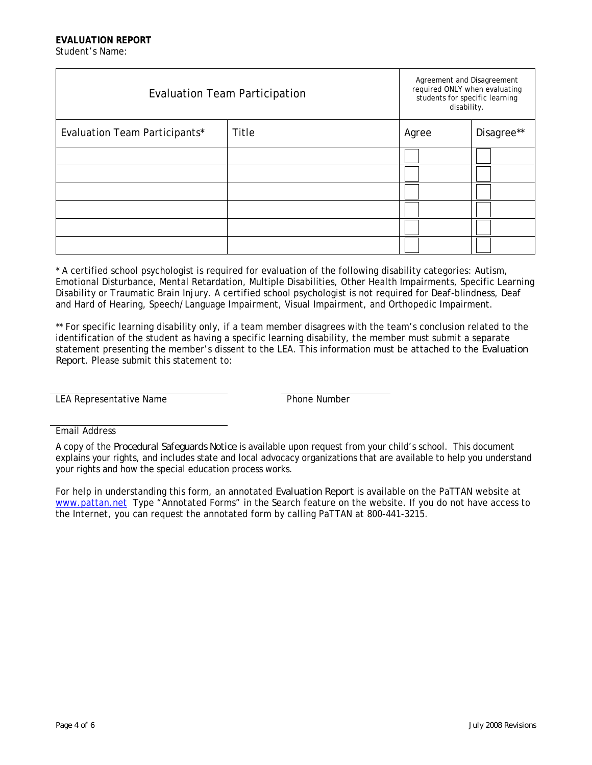**EVALUATION REPORT**

Student's Name:

| Evaluation Team Participation | | Agreement and Disagreement required ONLY when evaluating students for specific learning disability. | |
|---|---|---|---|
| Evaluation Team Participants* | Title | Agree | Disagree** |
| | | ☐ | ☐ |
| | | ☐ | ☐ |
| | | ☐ | ☐ |
| | | ☐ | ☐ |
| | | ☐ | ☐ |
| | | ☐ | ☐ |

* A certified school psychologist is required for evaluation of the following disability categories: Autism, Emotional Disturbance, Mental Retardation, Multiple Disabilities, Other Health Impairments, Specific Learning Disability or Traumatic Brain Injury. A certified school psychologist is not required for Deaf-blindness, Deaf and Hard of Hearing, Speech/Language Impairment, Visual Impairment, and Orthopedic Impairment.

** For specific learning disability only, if a team member disagrees with the team's conclusion related to the identification of the student as having a specific learning disability, the member must submit a separate statement presenting the member's dissent to the LEA. This information must be attached to the *Evaluation Report*. Please submit this statement to:

LEA Representative Name ____________________ Phone Number ____________________

Email Address ____________________

A copy of the *Procedural Safeguards Notice* is available upon request from your child's school. This document explains your rights, and includes state and local advocacy organizations that are available to help you understand your rights and how the special education process works.

For help in understanding this form, an annotated *Evaluation Report* is available on the PaTTAN website at www.pattan.net Type "Annotated Forms" in the Search feature on the website. If you do not have access to the Internet, you can request the annotated form by calling PaTTAN at 800-441-3215.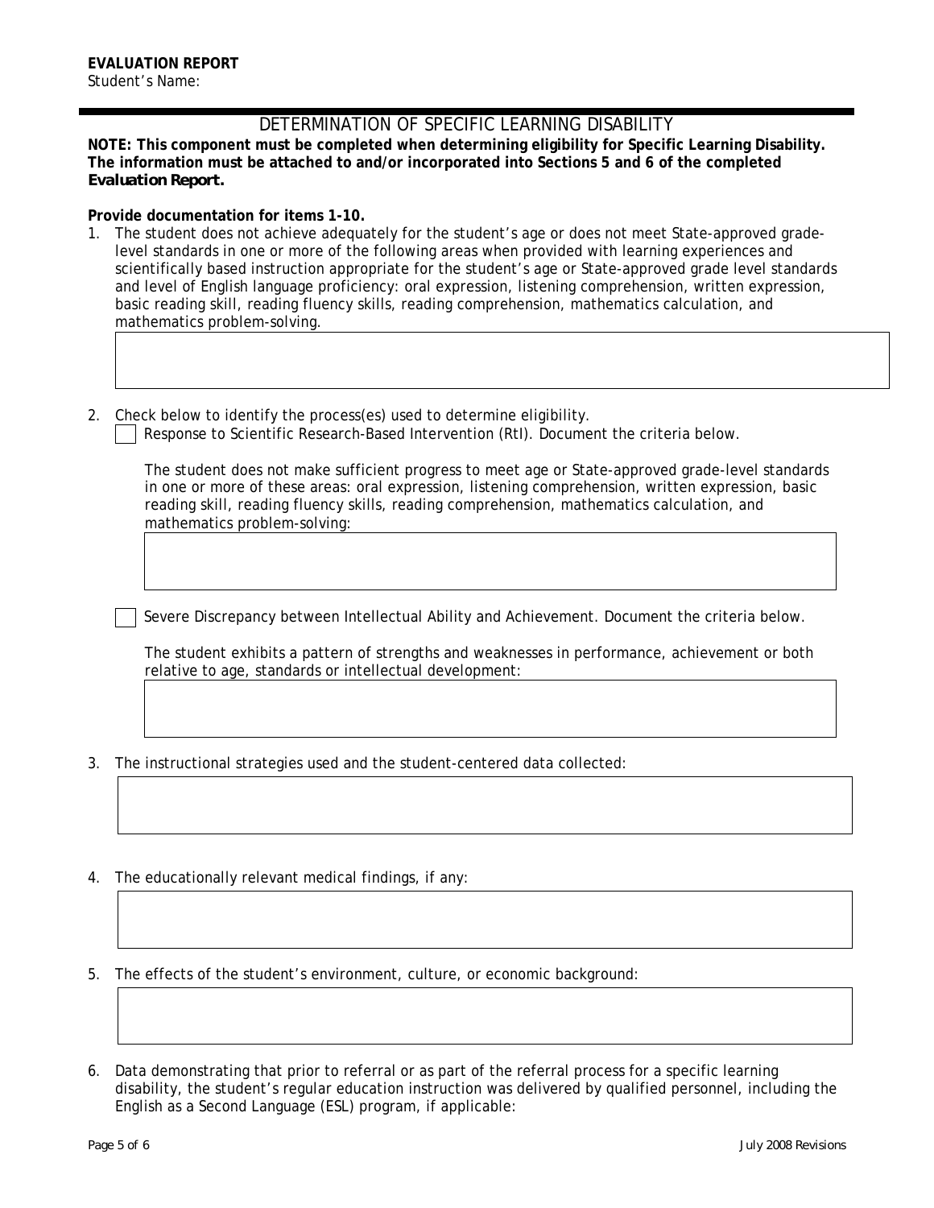**EVALUATION REPORT**
Student's Name:

## DETERMINATION OF SPECIFIC LEARNING DISABILITY

**NOTE: This component must be completed when determining eligibility for Specific Learning Disability. The information must be attached to and/or incorporated into Sections 5 and 6 of the completed *Evaluation Report*.**

**Provide documentation for items 1-10.**

1. The student does not achieve adequately for the student's age or does not meet State-approved grade-level standards in one or more of the following areas when provided with learning experiences and scientifically based instruction appropriate for the student's age or State-approved grade level standards and level of English language proficiency: oral expression, listening comprehension, written expression, basic reading skill, reading fluency skills, reading comprehension, mathematics calculation, and mathematics problem-solving.

2. Check below to identify the process(es) used to determine eligibility.

   ☐ Response to Scientific Research-Based Intervention (RtI). Document the criteria below.

   The student does not make sufficient progress to meet age or State-approved grade-level standards in one or more of these areas: oral expression, listening comprehension, written expression, basic reading skill, reading fluency skills, reading comprehension, mathematics calculation, and mathematics problem-solving:

   ☐ Severe Discrepancy between Intellectual Ability and Achievement. Document the criteria below.

   The student exhibits a pattern of strengths and weaknesses in performance, achievement or both relative to age, standards or intellectual development:

3. The instructional strategies used and the student-centered data collected:

4. The educationally relevant medical findings, if any:

5. The effects of the student's environment, culture, or economic background:

6. Data demonstrating that prior to referral or as part of the referral process for a specific learning disability, the student's regular education instruction was delivered by qualified personnel, including the English as a Second Language (ESL) program, if applicable: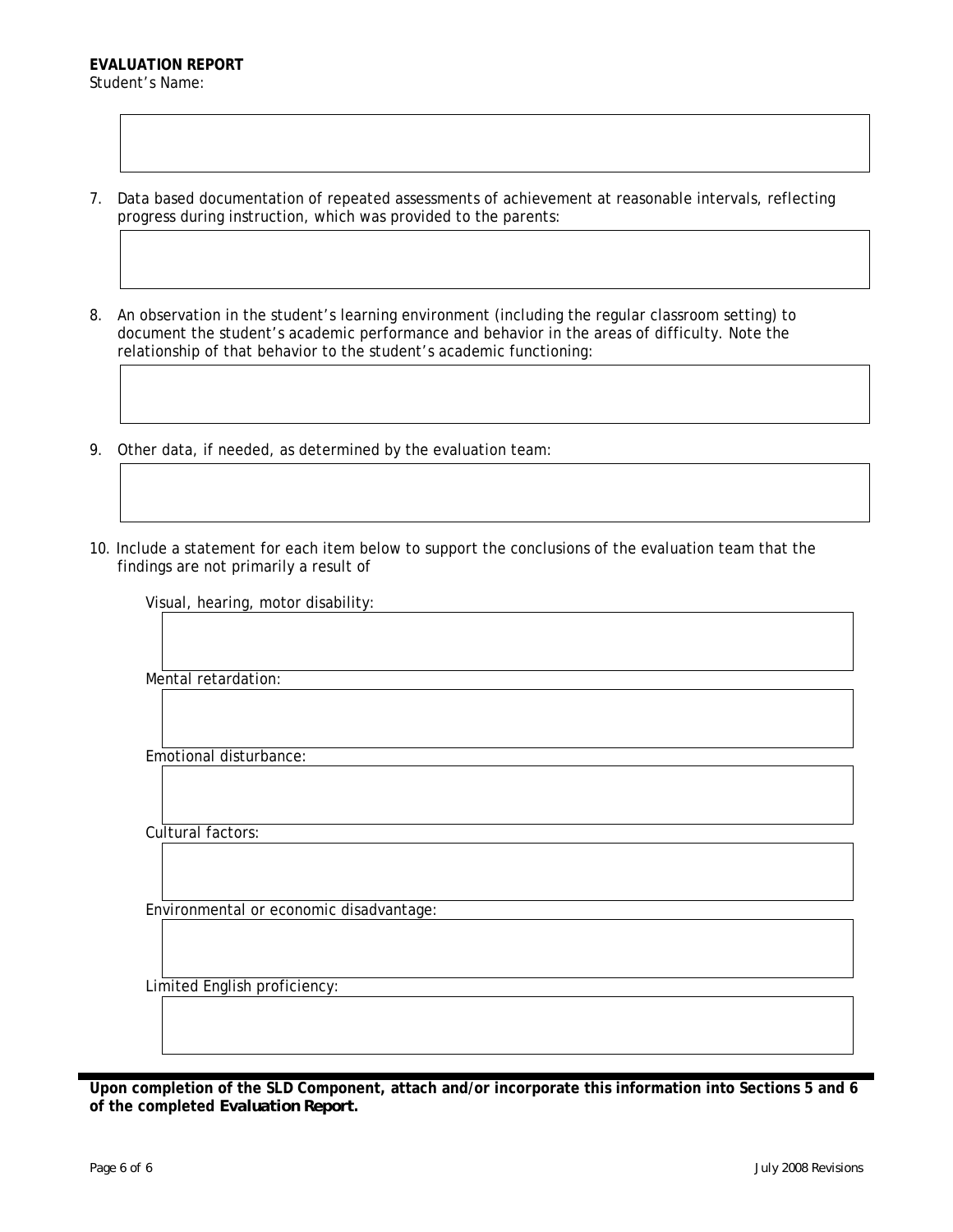**EVALUATION REPORT**
Student's Name:

7. Data based documentation of repeated assessments of achievement at reasonable intervals, reflecting progress during instruction, which was provided to the parents:

8. An observation in the student's learning environment (including the regular classroom setting) to document the student's academic performance and behavior in the areas of difficulty. Note the relationship of that behavior to the student's academic functioning:

9. Other data, if needed, as determined by the evaluation team:

10. Include a statement for each item below to support the conclusions of the evaluation team that the findings are not primarily a result of

    Visual, hearing, motor disability:

    Mental retardation:

    Emotional disturbance:

    Cultural factors:

    Environmental or economic disadvantage:

    Limited English proficiency:

**Upon completion of the SLD Component, attach and/or incorporate this information into Sections 5 and 6 of the completed *Evaluation Report.***